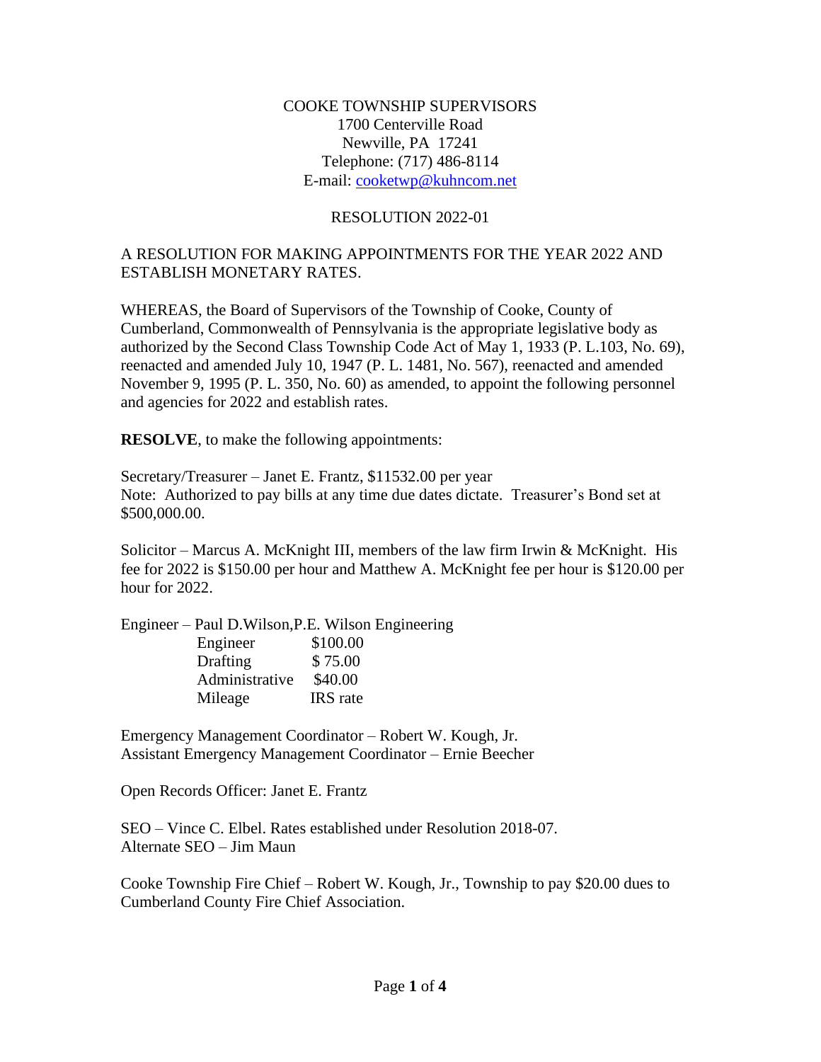COOKE TOWNSHIP SUPERVISORS
1700 Centerville Road
Newville, PA 17241
Telephone: (717) 486-8114
E-mail: cooketwp@kuhncom.net

RESOLUTION 2022-01

A RESOLUTION FOR MAKING APPOINTMENTS FOR THE YEAR 2022 AND ESTABLISH MONETARY RATES.

WHEREAS, the Board of Supervisors of the Township of Cooke, County of Cumberland, Commonwealth of Pennsylvania is the appropriate legislative body as authorized by the Second Class Township Code Act of May 1, 1933 (P. L.103, No. 69), reenacted and amended July 10, 1947 (P. L. 1481, No. 567), reenacted and amended November 9, 1995 (P. L. 350, No. 60) as amended, to appoint the following personnel and agencies for 2022 and establish rates.

**RESOLVE**, to make the following appointments:

Secretary/Treasurer – Janet E. Frantz, $11532.00 per year
Note: Authorized to pay bills at any time due dates dictate. Treasurer's Bond set at $500,000.00.

Solicitor – Marcus A. McKnight III, members of the law firm Irwin & McKnight. His fee for 2022 is $150.00 per hour and Matthew A. McKnight fee per hour is $120.00 per hour for 2022.

Engineer – Paul D.Wilson,P.E. Wilson Engineering

| | |
|---|---|
| Engineer | $100.00 |
| Drafting | $ 75.00 |
| Administrative | $40.00 |
| Mileage | IRS rate |

Emergency Management Coordinator – Robert W. Kough, Jr.
Assistant Emergency Management Coordinator – Ernie Beecher

Open Records Officer: Janet E. Frantz

SEO – Vince C. Elbel. Rates established under Resolution 2018-07.
Alternate SEO – Jim Maun

Cooke Township Fire Chief – Robert W. Kough, Jr., Township to pay $20.00 dues to Cumberland County Fire Chief Association.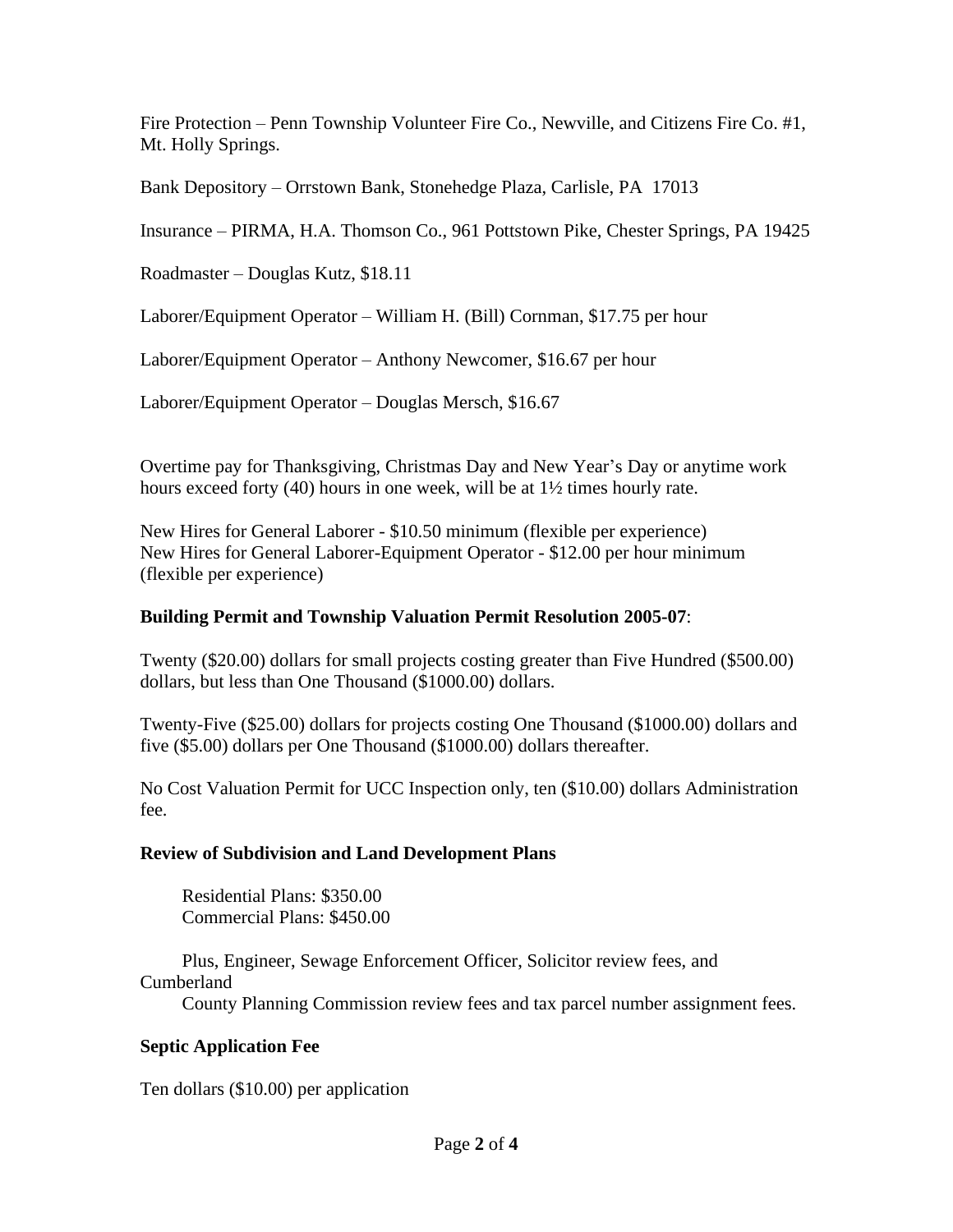Fire Protection – Penn Township Volunteer Fire Co., Newville, and Citizens Fire Co. #1, Mt. Holly Springs.

Bank Depository – Orrstown Bank, Stonehedge Plaza, Carlisle, PA 17013

Insurance – PIRMA, H.A. Thomson Co., 961 Pottstown Pike, Chester Springs, PA 19425

Roadmaster – Douglas Kutz, $18.11

Laborer/Equipment Operator – William H. (Bill) Cornman, $17.75 per hour

Laborer/Equipment Operator – Anthony Newcomer, $16.67 per hour

Laborer/Equipment Operator – Douglas Mersch, $16.67

Overtime pay for Thanksgiving, Christmas Day and New Year's Day or anytime work hours exceed forty (40) hours in one week, will be at 1½ times hourly rate.

New Hires for General Laborer - $10.50 minimum (flexible per experience)
New Hires for General Laborer-Equipment Operator - $12.00 per hour minimum (flexible per experience)

**Building Permit and Township Valuation Permit Resolution 2005-07**:

Twenty ($20.00) dollars for small projects costing greater than Five Hundred ($500.00) dollars, but less than One Thousand ($1000.00) dollars.

Twenty-Five ($25.00) dollars for projects costing One Thousand ($1000.00) dollars and five ($5.00) dollars per One Thousand ($1000.00) dollars thereafter.

No Cost Valuation Permit for UCC Inspection only, ten ($10.00) dollars Administration fee.

**Review of Subdivision and Land Development Plans**

Residential Plans: $350.00
Commercial Plans: $450.00

Plus, Engineer, Sewage Enforcement Officer, Solicitor review fees, and Cumberland County Planning Commission review fees and tax parcel number assignment fees.

**Septic Application Fee**

Ten dollars ($10.00) per application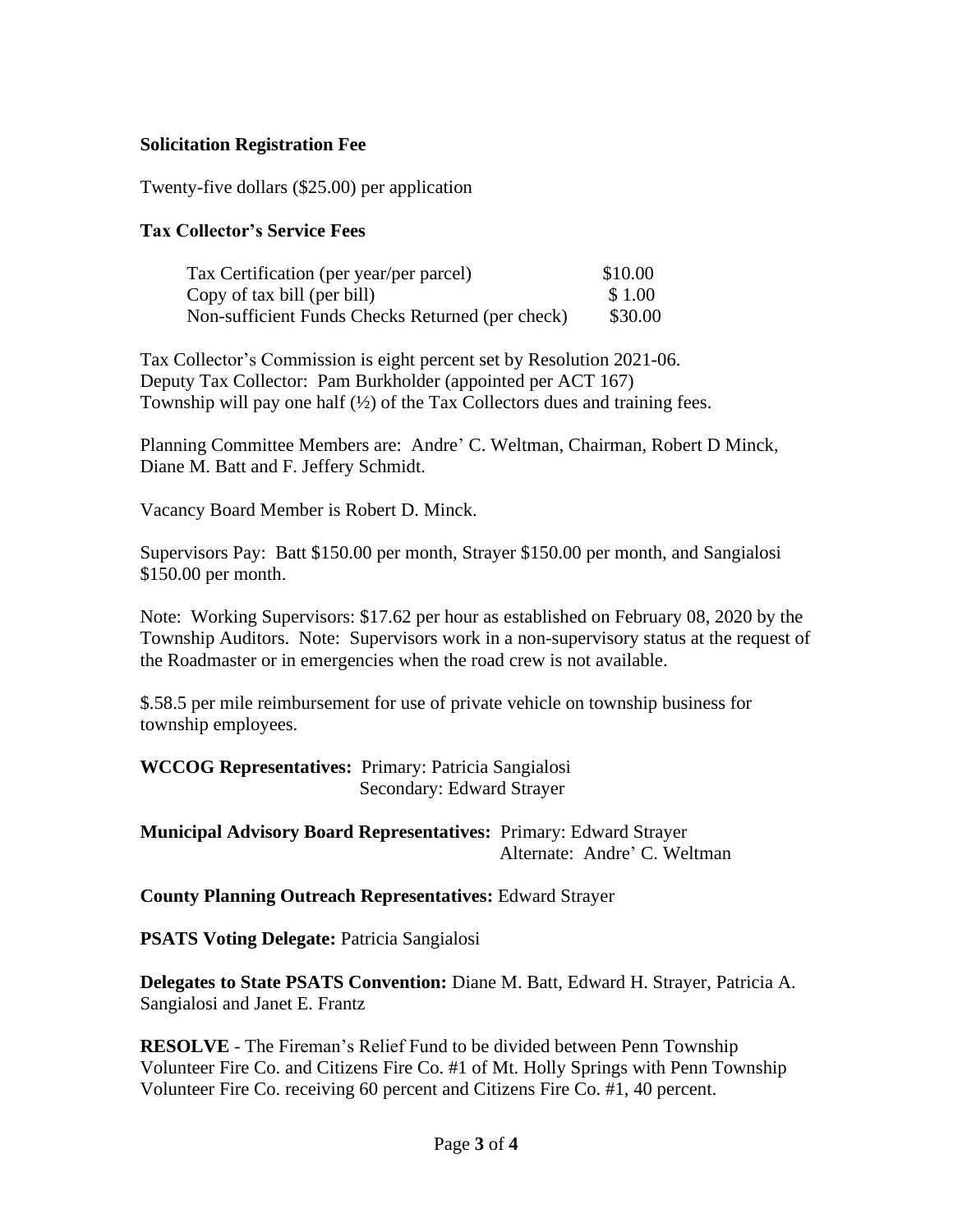**Solicitation Registration Fee**

Twenty-five dollars ($25.00) per application

**Tax Collector's Service Fees**

| | |
|---|---|
| Tax Certification (per year/per parcel) | $10.00 |
| Copy of tax bill (per bill) | $ 1.00 |
| Non-sufficient Funds Checks Returned (per check) | $30.00 |

Tax Collector's Commission is eight percent set by Resolution 2021-06.
Deputy Tax Collector: Pam Burkholder (appointed per ACT 167)
Township will pay one half (½) of the Tax Collectors dues and training fees.

Planning Committee Members are: Andre' C. Weltman, Chairman, Robert D Minck, Diane M. Batt and F. Jeffery Schmidt.

Vacancy Board Member is Robert D. Minck.

Supervisors Pay: Batt $150.00 per month, Strayer $150.00 per month, and Sangialosi $150.00 per month.

Note: Working Supervisors: $17.62 per hour as established on February 08, 2020 by the Township Auditors. Note: Supervisors work in a non-supervisory status at the request of the Roadmaster or in emergencies when the road crew is not available.

$.58.5 per mile reimbursement for use of private vehicle on township business for township employees.

**WCCOG Representatives:** Primary: Patricia Sangialosi
Secondary: Edward Strayer

**Municipal Advisory Board Representatives:** Primary: Edward Strayer
Alternate: Andre' C. Weltman

**County Planning Outreach Representatives:** Edward Strayer

**PSATS Voting Delegate:** Patricia Sangialosi

**Delegates to State PSATS Convention:** Diane M. Batt, Edward H. Strayer, Patricia A. Sangialosi and Janet E. Frantz

**RESOLVE** - The Fireman's Relief Fund to be divided between Penn Township Volunteer Fire Co. and Citizens Fire Co. #1 of Mt. Holly Springs with Penn Township Volunteer Fire Co. receiving 60 percent and Citizens Fire Co. #1, 40 percent.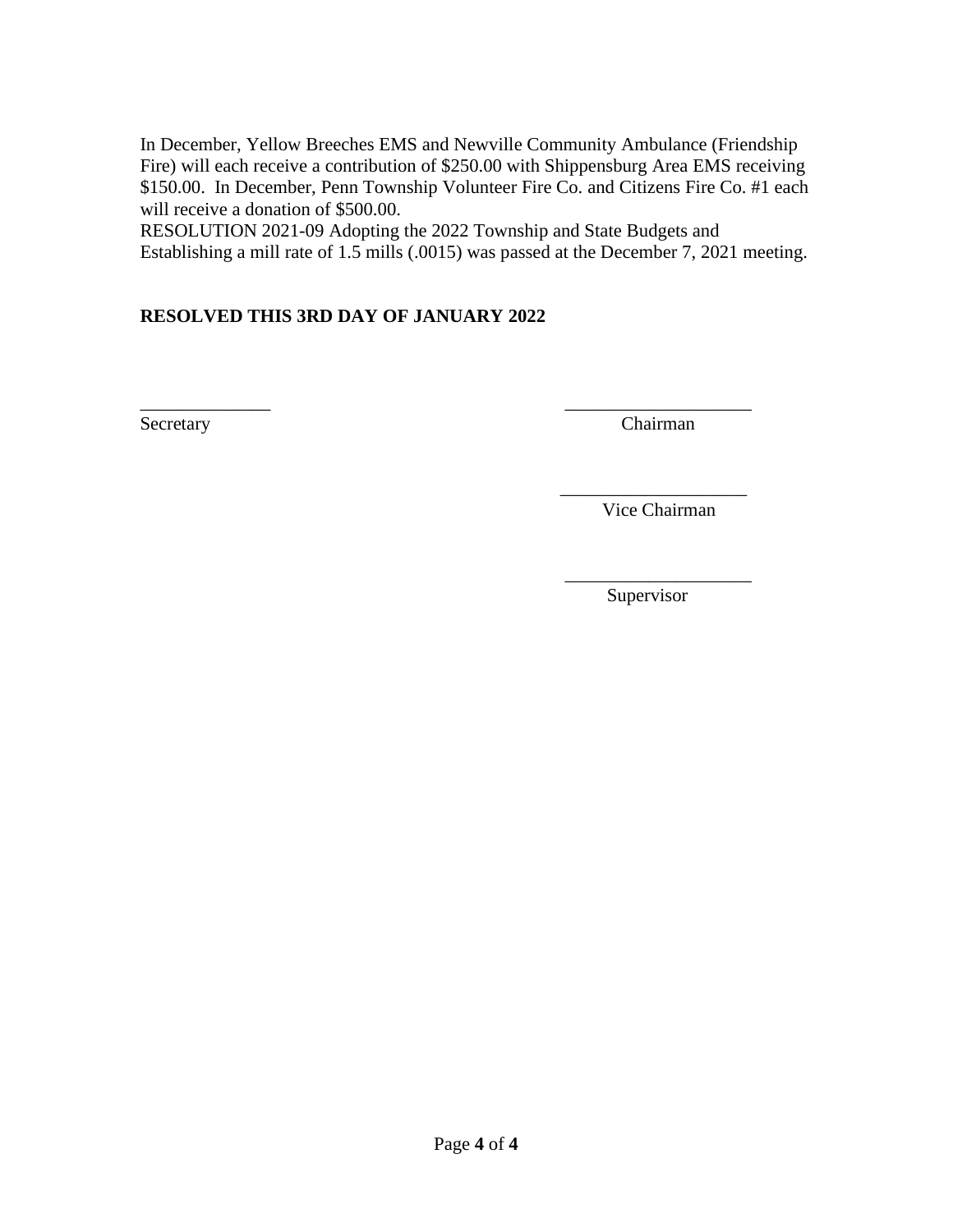In December, Yellow Breeches EMS and Newville Community Ambulance (Friendship Fire) will each receive a contribution of $250.00 with Shippensburg Area EMS receiving $150.00. In December, Penn Township Volunteer Fire Co. and Citizens Fire Co. #1 each will receive a donation of $500.00.

RESOLUTION 2021-09 Adopting the 2022 Township and State Budgets and Establishing a mill rate of 1.5 mills (.0015) was passed at the December 7, 2021 meeting.

**RESOLVED THIS 3RD DAY OF JANUARY 2022**

______________ Secretary

____________________ Chairman

____________________ Vice Chairman

____________________ Supervisor